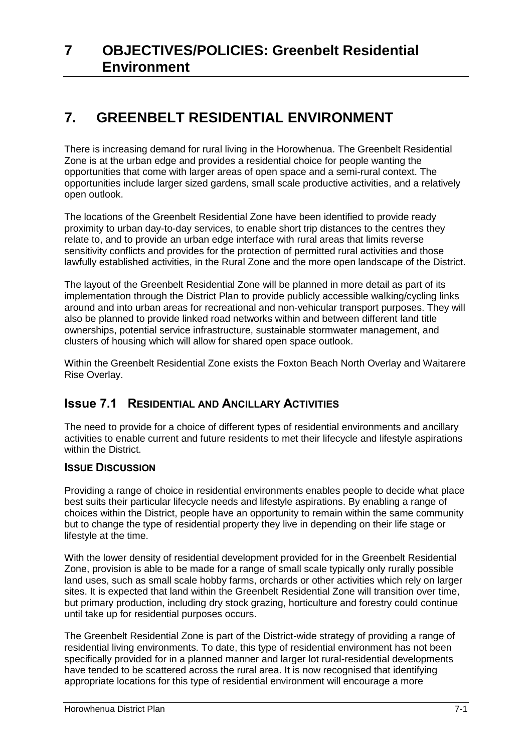# 7 OBJECTIVES/POLICIES: Greenbelt Residential Environment

## 7. GREENBELT RESIDENTIAL ENVIRONMENT

There is increasing demand for rural living in the Horowhenua. The Greenbelt Residential Zone is at the urban edge and provides a residential choice for people wanting the opportunities that come with larger areas of open space and a semi-rural context. The opportunities include larger sized gardens, small scale productive activities, and a relatively open outlook.

The locations of the Greenbelt Residential Zone have been identified to provide ready proximity to urban day-to-day services, to enable short trip distances to the centres they relate to, and to provide an urban edge interface with rural areas that limits reverse sensitivity conflicts and provides for the protection of permitted rural activities and those lawfully established activities, in the Rural Zone and the more open landscape of the District.

The layout of the Greenbelt Residential Zone will be planned in more detail as part of its implementation through the District Plan to provide publicly accessible walking/cycling links around and into urban areas for recreational and non-vehicular transport purposes. They will also be planned to provide linked road networks within and between different land title ownerships, potential service infrastructure, sustainable stormwater management, and clusters of housing which will allow for shared open space outlook.

Within the Greenbelt Residential Zone exists the Foxton Beach North Overlay and Waitarere Rise Overlay.

### Issue 7.1 RESIDENTIAL AND ANCILLARY ACTIVITIES

The need to provide for a choice of different types of residential environments and ancillary activities to enable current and future residents to met their lifecycle and lifestyle aspirations within the District.

#### ISSUE DISCUSSION

Providing a range of choice in residential environments enables people to decide what place best suits their particular lifecycle needs and lifestyle aspirations. By enabling a range of choices within the District, people have an opportunity to remain within the same community but to change the type of residential property they live in depending on their life stage or lifestyle at the time.

With the lower density of residential development provided for in the Greenbelt Residential Zone, provision is able to be made for a range of small scale typically only rurally possible land uses, such as small scale hobby farms, orchards or other activities which rely on larger sites. It is expected that land within the Greenbelt Residential Zone will transition over time, but primary production, including dry stock grazing, horticulture and forestry could continue until take up for residential purposes occurs.

The Greenbelt Residential Zone is part of the District-wide strategy of providing a range of residential living environments. To date, this type of residential environment has not been specifically provided for in a planned manner and larger lot rural-residential developments have tended to be scattered across the rural area. It is now recognised that identifying appropriate locations for this type of residential environment will encourage a more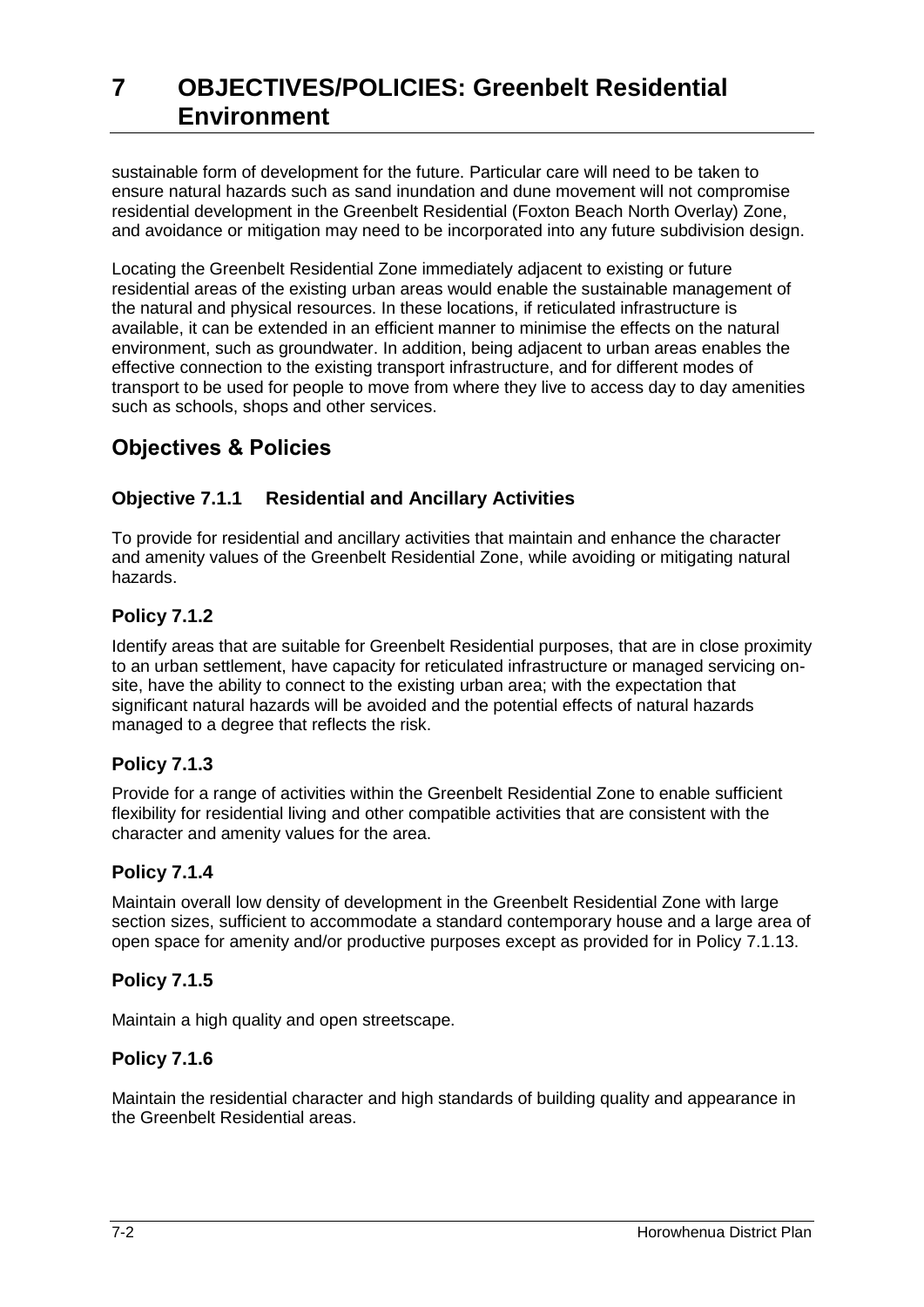sustainable form of development for the future. Particular care will need to be taken to ensure natural hazards such as sand inundation and dune movement will not compromise residential development in the Greenbelt Residential (Foxton Beach North Overlay) Zone, and avoidance or mitigation may need to be incorporated into any future subdivision design.

Locating the Greenbelt Residential Zone immediately adjacent to existing or future residential areas of the existing urban areas would enable the sustainable management of the natural and physical resources. In these locations, if reticulated infrastructure is available, it can be extended in an efficient manner to minimise the effects on the natural environment, such as groundwater. In addition, being adjacent to urban areas enables the effective connection to the existing transport infrastructure, and for different modes of transport to be used for people to move from where they live to access day to day amenities such as schools, shops and other services.

## Objectives & Policies

### Objective 7.1.1 Residential and Ancillary Activities

To provide for residential and ancillary activities that maintain and enhance the character and amenity values of the Greenbelt Residential Zone, while avoiding or mitigating natural hazards.

### Policy 7.1.2

Identify areas that are suitable for Greenbelt Residential purposes, that are in close proximity to an urban settlement, have capacity for reticulated infrastructure or managed servicing on-site, have the ability to connect to the existing urban area; with the expectation that significant natural hazards will be avoided and the potential effects of natural hazards managed to a degree that reflects the risk.

### Policy 7.1.3

Provide for a range of activities within the Greenbelt Residential Zone to enable sufficient flexibility for residential living and other compatible activities that are consistent with the character and amenity values for the area.

### Policy 7.1.4

Maintain overall low density of development in the Greenbelt Residential Zone with large section sizes, sufficient to accommodate a standard contemporary house and a large area of open space for amenity and/or productive purposes except as provided for in Policy 7.1.13.

### Policy 7.1.5

Maintain a high quality and open streetscape.

### Policy 7.1.6

Maintain the residential character and high standards of building quality and appearance in the Greenbelt Residential areas.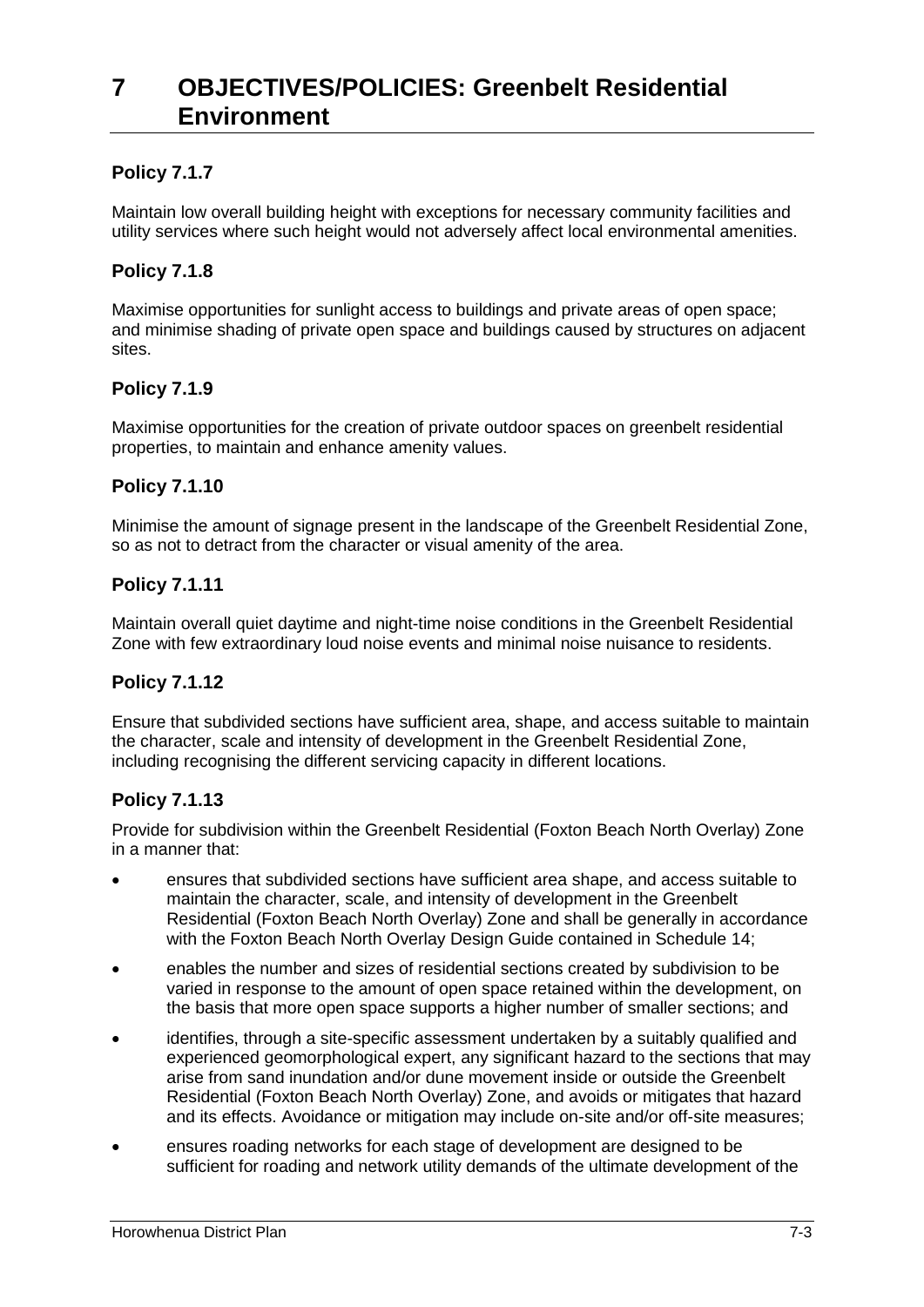# 7 OBJECTIVES/POLICIES: Greenbelt Residential Environment

### Policy 7.1.7

Maintain low overall building height with exceptions for necessary community facilities and utility services where such height would not adversely affect local environmental amenities.

### Policy 7.1.8

Maximise opportunities for sunlight access to buildings and private areas of open space; and minimise shading of private open space and buildings caused by structures on adjacent sites.

### Policy 7.1.9

Maximise opportunities for the creation of private outdoor spaces on greenbelt residential properties, to maintain and enhance amenity values.

### Policy 7.1.10

Minimise the amount of signage present in the landscape of the Greenbelt Residential Zone, so as not to detract from the character or visual amenity of the area.

### Policy 7.1.11

Maintain overall quiet daytime and night-time noise conditions in the Greenbelt Residential Zone with few extraordinary loud noise events and minimal noise nuisance to residents.

### Policy 7.1.12

Ensure that subdivided sections have sufficient area, shape, and access suitable to maintain the character, scale and intensity of development in the Greenbelt Residential Zone, including recognising the different servicing capacity in different locations.

### Policy 7.1.13

Provide for subdivision within the Greenbelt Residential (Foxton Beach North Overlay) Zone in a manner that:

- ensures that subdivided sections have sufficient area shape, and access suitable to maintain the character, scale, and intensity of development in the Greenbelt Residential (Foxton Beach North Overlay) Zone and shall be generally in accordance with the Foxton Beach North Overlay Design Guide contained in Schedule 14;
- enables the number and sizes of residential sections created by subdivision to be varied in response to the amount of open space retained within the development, on the basis that more open space supports a higher number of smaller sections; and
- identifies, through a site-specific assessment undertaken by a suitably qualified and experienced geomorphological expert, any significant hazard to the sections that may arise from sand inundation and/or dune movement inside or outside the Greenbelt Residential (Foxton Beach North Overlay) Zone, and avoids or mitigates that hazard and its effects. Avoidance or mitigation may include on-site and/or off-site measures;
- ensures roading networks for each stage of development are designed to be sufficient for roading and network utility demands of the ultimate development of the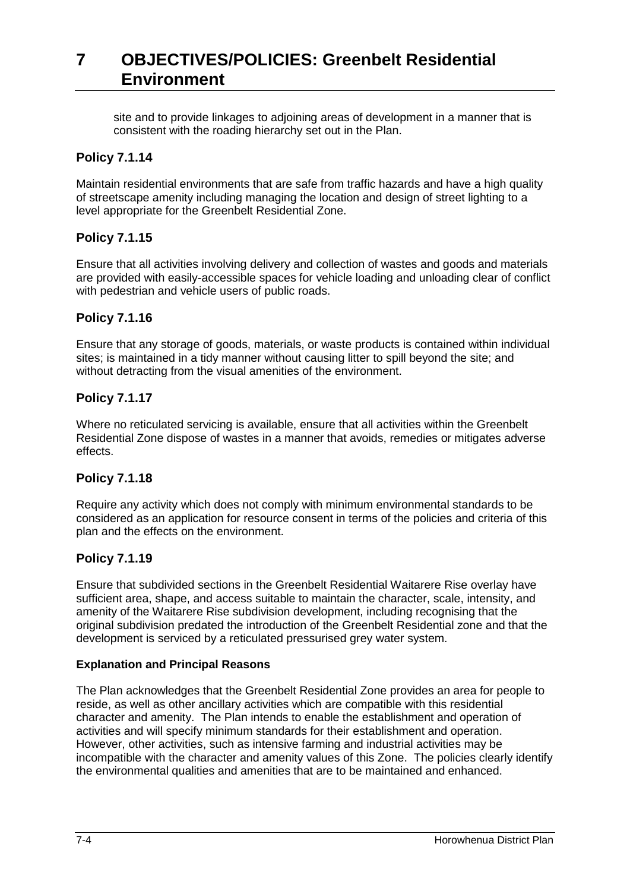site and to provide linkages to adjoining areas of development in a manner that is consistent with the roading hierarchy set out in the Plan.

### Policy 7.1.14

Maintain residential environments that are safe from traffic hazards and have a high quality of streetscape amenity including managing the location and design of street lighting to a level appropriate for the Greenbelt Residential Zone.

### Policy 7.1.15

Ensure that all activities involving delivery and collection of wastes and goods and materials are provided with easily-accessible spaces for vehicle loading and unloading clear of conflict with pedestrian and vehicle users of public roads.

### Policy 7.1.16

Ensure that any storage of goods, materials, or waste products is contained within individual sites; is maintained in a tidy manner without causing litter to spill beyond the site; and without detracting from the visual amenities of the environment.

### Policy 7.1.17

Where no reticulated servicing is available, ensure that all activities within the Greenbelt Residential Zone dispose of wastes in a manner that avoids, remedies or mitigates adverse effects.

### Policy 7.1.18

Require any activity which does not comply with minimum environmental standards to be considered as an application for resource consent in terms of the policies and criteria of this plan and the effects on the environment.

### Policy 7.1.19

Ensure that subdivided sections in the Greenbelt Residential Waitarere Rise overlay have sufficient area, shape, and access suitable to maintain the character, scale, intensity, and amenity of the Waitarere Rise subdivision development, including recognising that the original subdivision predated the introduction of the Greenbelt Residential zone and that the development is serviced by a reticulated pressurised grey water system.

**Explanation and Principal Reasons**

The Plan acknowledges that the Greenbelt Residential Zone provides an area for people to reside, as well as other ancillary activities which are compatible with this residential character and amenity. The Plan intends to enable the establishment and operation of activities and will specify minimum standards for their establishment and operation. However, other activities, such as intensive farming and industrial activities may be incompatible with the character and amenity values of this Zone. The policies clearly identify the environmental qualities and amenities that are to be maintained and enhanced.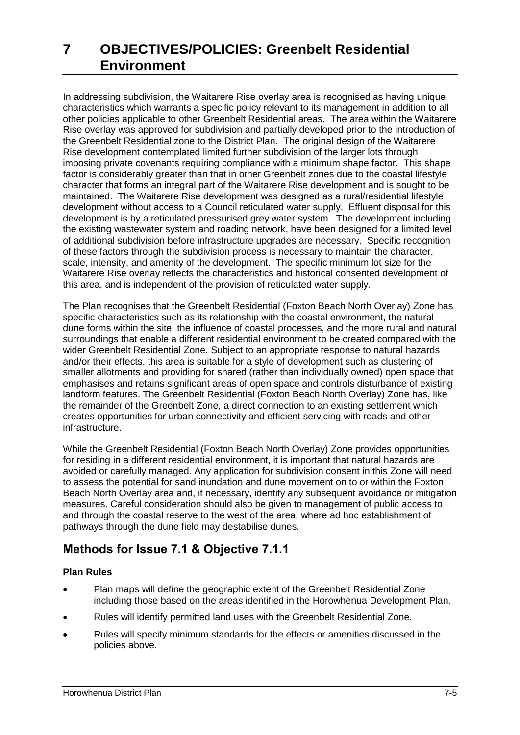# 7 OBJECTIVES/POLICIES: Greenbelt Residential Environment

In addressing subdivision, the Waitarere Rise overlay area is recognised as having unique characteristics which warrants a specific policy relevant to its management in addition to all other policies applicable to other Greenbelt Residential areas. The area within the Waitarere Rise overlay was approved for subdivision and partially developed prior to the introduction of the Greenbelt Residential zone to the District Plan. The original design of the Waitarere Rise development contemplated limited further subdivision of the larger lots through imposing private covenants requiring compliance with a minimum shape factor. This shape factor is considerably greater than that in other Greenbelt zones due to the coastal lifestyle character that forms an integral part of the Waitarere Rise development and is sought to be maintained. The Waitarere Rise development was designed as a rural/residential lifestyle development without access to a Council reticulated water supply. Effluent disposal for this development is by a reticulated pressurised grey water system. The development including the existing wastewater system and roading network, have been designed for a limited level of additional subdivision before infrastructure upgrades are necessary. Specific recognition of these factors through the subdivision process is necessary to maintain the character, scale, intensity, and amenity of the development. The specific minimum lot size for the Waitarere Rise overlay reflects the characteristics and historical consented development of this area, and is independent of the provision of reticulated water supply.

The Plan recognises that the Greenbelt Residential (Foxton Beach North Overlay) Zone has specific characteristics such as its relationship with the coastal environment, the natural dune forms within the site, the influence of coastal processes, and the more rural and natural surroundings that enable a different residential environment to be created compared with the wider Greenbelt Residential Zone. Subject to an appropriate response to natural hazards and/or their effects, this area is suitable for a style of development such as clustering of smaller allotments and providing for shared (rather than individually owned) open space that emphasises and retains significant areas of open space and controls disturbance of existing landform features. The Greenbelt Residential (Foxton Beach North Overlay) Zone has, like the remainder of the Greenbelt Zone, a direct connection to an existing settlement which creates opportunities for urban connectivity and efficient servicing with roads and other infrastructure.

While the Greenbelt Residential (Foxton Beach North Overlay) Zone provides opportunities for residing in a different residential environment, it is important that natural hazards are avoided or carefully managed. Any application for subdivision consent in this Zone will need to assess the potential for sand inundation and dune movement on to or within the Foxton Beach North Overlay area and, if necessary, identify any subsequent avoidance or mitigation measures. Careful consideration should also be given to management of public access to and through the coastal reserve to the west of the area, where ad hoc establishment of pathways through the dune field may destabilise dunes.

## Methods for Issue 7.1 & Objective 7.1.1

**Plan Rules**

- Plan maps will define the geographic extent of the Greenbelt Residential Zone including those based on the areas identified in the Horowhenua Development Plan.
- Rules will identify permitted land uses with the Greenbelt Residential Zone.
- Rules will specify minimum standards for the effects or amenities discussed in the policies above.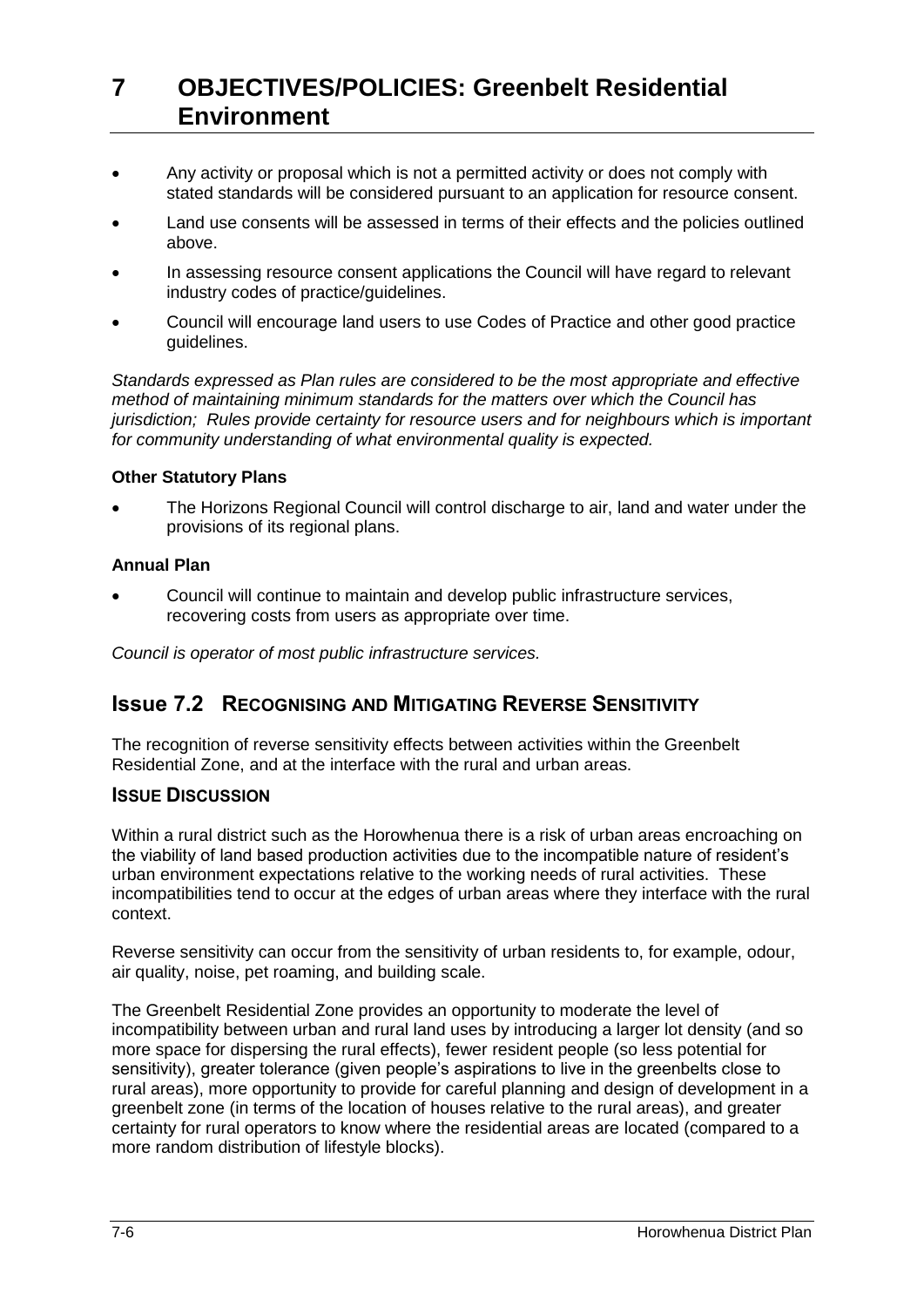# 7 OBJECTIVES/POLICIES: Greenbelt Residential Environment

- Any activity or proposal which is not a permitted activity or does not comply with stated standards will be considered pursuant to an application for resource consent.
- Land use consents will be assessed in terms of their effects and the policies outlined above.
- In assessing resource consent applications the Council will have regard to relevant industry codes of practice/guidelines.
- Council will encourage land users to use Codes of Practice and other good practice guidelines.

*Standards expressed as Plan rules are considered to be the most appropriate and effective method of maintaining minimum standards for the matters over which the Council has jurisdiction; Rules provide certainty for resource users and for neighbours which is important for community understanding of what environmental quality is expected.*

**Other Statutory Plans**

- The Horizons Regional Council will control discharge to air, land and water under the provisions of its regional plans.

**Annual Plan**

- Council will continue to maintain and develop public infrastructure services, recovering costs from users as appropriate over time.

*Council is operator of most public infrastructure services.*

## Issue 7.2 RECOGNISING AND MITIGATING REVERSE SENSITIVITY

The recognition of reverse sensitivity effects between activities within the Greenbelt Residential Zone, and at the interface with the rural and urban areas.

### ISSUE DISCUSSION

Within a rural district such as the Horowhenua there is a risk of urban areas encroaching on the viability of land based production activities due to the incompatible nature of resident's urban environment expectations relative to the working needs of rural activities. These incompatibilities tend to occur at the edges of urban areas where they interface with the rural context.

Reverse sensitivity can occur from the sensitivity of urban residents to, for example, odour, air quality, noise, pet roaming, and building scale.

The Greenbelt Residential Zone provides an opportunity to moderate the level of incompatibility between urban and rural land uses by introducing a larger lot density (and so more space for dispersing the rural effects), fewer resident people (so less potential for sensitivity), greater tolerance (given people's aspirations to live in the greenbelts close to rural areas), more opportunity to provide for careful planning and design of development in a greenbelt zone (in terms of the location of houses relative to the rural areas), and greater certainty for rural operators to know where the residential areas are located (compared to a more random distribution of lifestyle blocks).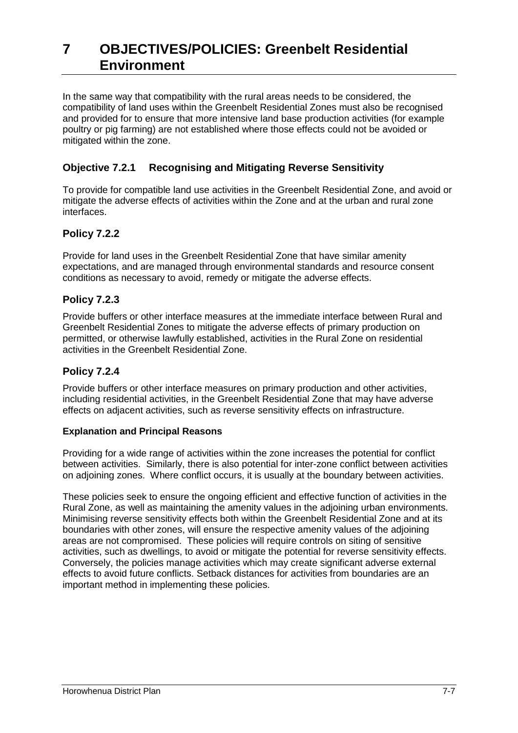# 7 OBJECTIVES/POLICIES: Greenbelt Residential Environment

In the same way that compatibility with the rural areas needs to be considered, the compatibility of land uses within the Greenbelt Residential Zones must also be recognised and provided for to ensure that more intensive land base production activities (for example poultry or pig farming) are not established where those effects could not be avoided or mitigated within the zone.

### Objective 7.2.1 Recognising and Mitigating Reverse Sensitivity

To provide for compatible land use activities in the Greenbelt Residential Zone, and avoid or mitigate the adverse effects of activities within the Zone and at the urban and rural zone interfaces.

### Policy 7.2.2

Provide for land uses in the Greenbelt Residential Zone that have similar amenity expectations, and are managed through environmental standards and resource consent conditions as necessary to avoid, remedy or mitigate the adverse effects.

### Policy 7.2.3

Provide buffers or other interface measures at the immediate interface between Rural and Greenbelt Residential Zones to mitigate the adverse effects of primary production on permitted, or otherwise lawfully established, activities in the Rural Zone on residential activities in the Greenbelt Residential Zone.

### Policy 7.2.4

Provide buffers or other interface measures on primary production and other activities, including residential activities, in the Greenbelt Residential Zone that may have adverse effects on adjacent activities, such as reverse sensitivity effects on infrastructure.

#### Explanation and Principal Reasons

Providing for a wide range of activities within the zone increases the potential for conflict between activities. Similarly, there is also potential for inter-zone conflict between activities on adjoining zones. Where conflict occurs, it is usually at the boundary between activities.

These policies seek to ensure the ongoing efficient and effective function of activities in the Rural Zone, as well as maintaining the amenity values in the adjoining urban environments. Minimising reverse sensitivity effects both within the Greenbelt Residential Zone and at its boundaries with other zones, will ensure the respective amenity values of the adjoining areas are not compromised. These policies will require controls on siting of sensitive activities, such as dwellings, to avoid or mitigate the potential for reverse sensitivity effects. Conversely, the policies manage activities which may create significant adverse external effects to avoid future conflicts. Setback distances for activities from boundaries are an important method in implementing these policies.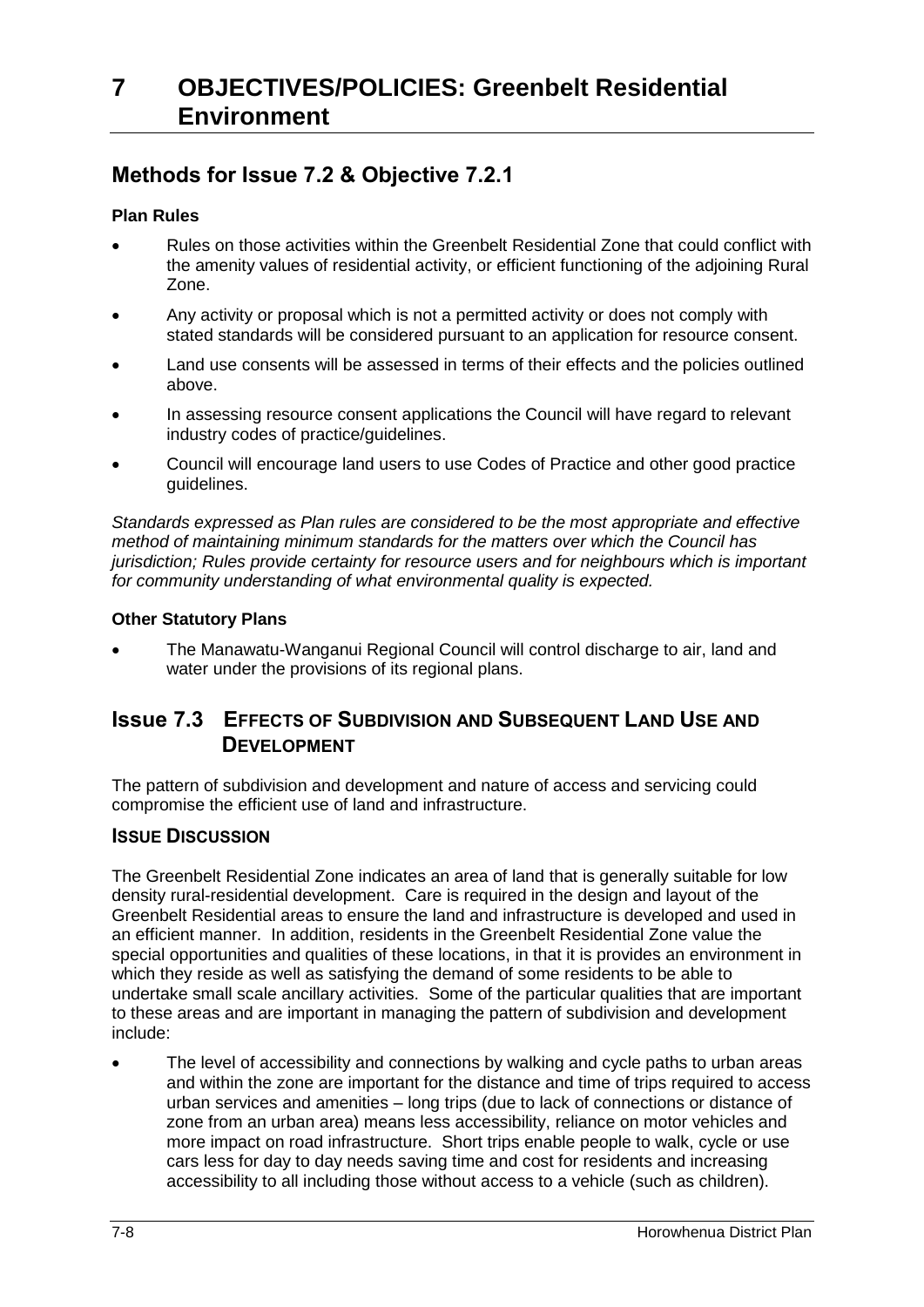# 7 OBJECTIVES/POLICIES: Greenbelt Residential Environment

## Methods for Issue 7.2 & Objective 7.2.1

**Plan Rules**

- Rules on those activities within the Greenbelt Residential Zone that could conflict with the amenity values of residential activity, or efficient functioning of the adjoining Rural Zone.
- Any activity or proposal which is not a permitted activity or does not comply with stated standards will be considered pursuant to an application for resource consent.
- Land use consents will be assessed in terms of their effects and the policies outlined above.
- In assessing resource consent applications the Council will have regard to relevant industry codes of practice/guidelines.
- Council will encourage land users to use Codes of Practice and other good practice guidelines.

*Standards expressed as Plan rules are considered to be the most appropriate and effective method of maintaining minimum standards for the matters over which the Council has jurisdiction; Rules provide certainty for resource users and for neighbours which is important for community understanding of what environmental quality is expected.*

**Other Statutory Plans**

- The Manawatu-Wanganui Regional Council will control discharge to air, land and water under the provisions of its regional plans.

## Issue 7.3 EFFECTS OF SUBDIVISION AND SUBSEQUENT LAND USE AND DEVELOPMENT

The pattern of subdivision and development and nature of access and servicing could compromise the efficient use of land and infrastructure.

### ISSUE DISCUSSION

The Greenbelt Residential Zone indicates an area of land that is generally suitable for low density rural-residential development. Care is required in the design and layout of the Greenbelt Residential areas to ensure the land and infrastructure is developed and used in an efficient manner. In addition, residents in the Greenbelt Residential Zone value the special opportunities and qualities of these locations, in that it is provides an environment in which they reside as well as satisfying the demand of some residents to be able to undertake small scale ancillary activities. Some of the particular qualities that are important to these areas and are important in managing the pattern of subdivision and development include:

- The level of accessibility and connections by walking and cycle paths to urban areas and within the zone are important for the distance and time of trips required to access urban services and amenities – long trips (due to lack of connections or distance of zone from an urban area) means less accessibility, reliance on motor vehicles and more impact on road infrastructure. Short trips enable people to walk, cycle or use cars less for day to day needs saving time and cost for residents and increasing accessibility to all including those without access to a vehicle (such as children).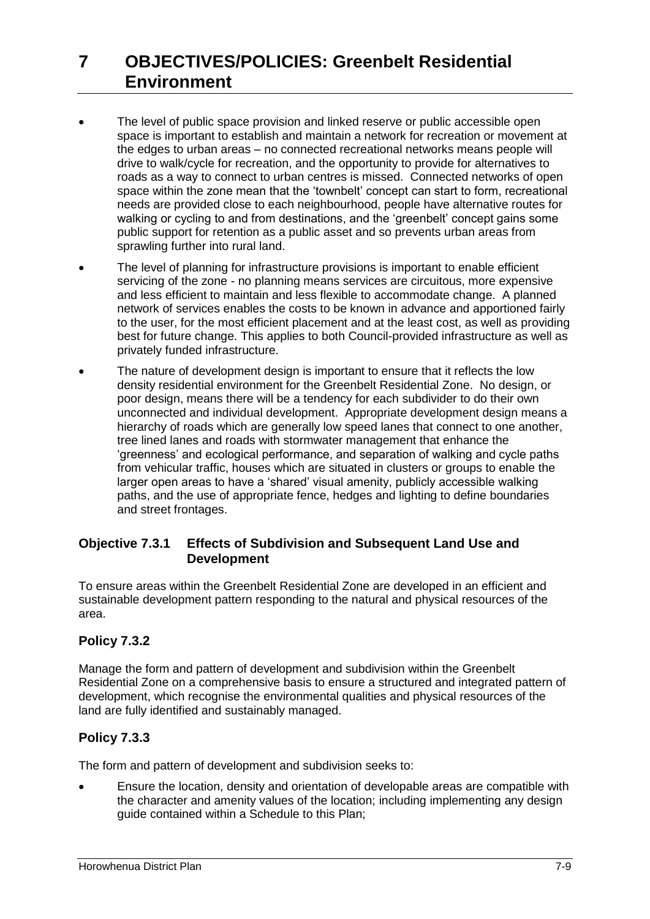# 7 OBJECTIVES/POLICIES: Greenbelt Residential Environment

- The level of public space provision and linked reserve or public accessible open space is important to establish and maintain a network for recreation or movement at the edges to urban areas – no connected recreational networks means people will drive to walk/cycle for recreation, and the opportunity to provide for alternatives to roads as a way to connect to urban centres is missed. Connected networks of open space within the zone mean that the 'townbelt' concept can start to form, recreational needs are provided close to each neighbourhood, people have alternative routes for walking or cycling to and from destinations, and the 'greenbelt' concept gains some public support for retention as a public asset and so prevents urban areas from sprawling further into rural land.
- The level of planning for infrastructure provisions is important to enable efficient servicing of the zone - no planning means services are circuitous, more expensive and less efficient to maintain and less flexible to accommodate change. A planned network of services enables the costs to be known in advance and apportioned fairly to the user, for the most efficient placement and at the least cost, as well as providing best for future change. This applies to both Council-provided infrastructure as well as privately funded infrastructure.
- The nature of development design is important to ensure that it reflects the low density residential environment for the Greenbelt Residential Zone. No design, or poor design, means there will be a tendency for each subdivider to do their own unconnected and individual development. Appropriate development design means a hierarchy of roads which are generally low speed lanes that connect to one another, tree lined lanes and roads with stormwater management that enhance the 'greenness' and ecological performance, and separation of walking and cycle paths from vehicular traffic, houses which are situated in clusters or groups to enable the larger open areas to have a 'shared' visual amenity, publicly accessible walking paths, and the use of appropriate fence, hedges and lighting to define boundaries and street frontages.

### Objective 7.3.1 Effects of Subdivision and Subsequent Land Use and Development

To ensure areas within the Greenbelt Residential Zone are developed in an efficient and sustainable development pattern responding to the natural and physical resources of the area.

### Policy 7.3.2

Manage the form and pattern of development and subdivision within the Greenbelt Residential Zone on a comprehensive basis to ensure a structured and integrated pattern of development, which recognise the environmental qualities and physical resources of the land are fully identified and sustainably managed.

### Policy 7.3.3

The form and pattern of development and subdivision seeks to:

- Ensure the location, density and orientation of developable areas are compatible with the character and amenity values of the location; including implementing any design guide contained within a Schedule to this Plan;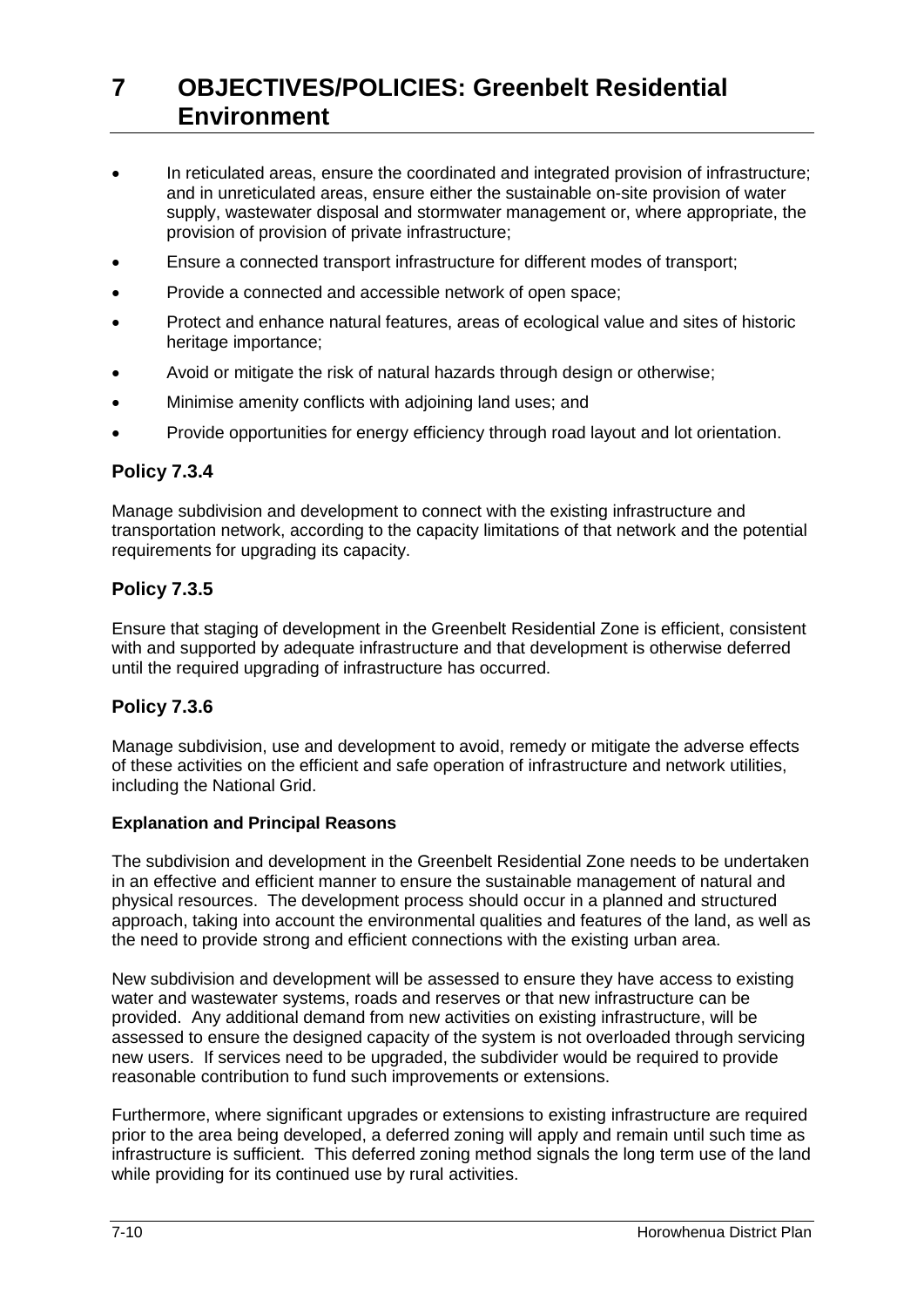# 7 OBJECTIVES/POLICIES: Greenbelt Residential Environment

- In reticulated areas, ensure the coordinated and integrated provision of infrastructure; and in unreticulated areas, ensure either the sustainable on-site provision of water supply, wastewater disposal and stormwater management or, where appropriate, the provision of provision of private infrastructure;
- Ensure a connected transport infrastructure for different modes of transport;
- Provide a connected and accessible network of open space;
- Protect and enhance natural features, areas of ecological value and sites of historic heritage importance;
- Avoid or mitigate the risk of natural hazards through design or otherwise;
- Minimise amenity conflicts with adjoining land uses; and
- Provide opportunities for energy efficiency through road layout and lot orientation.

### Policy 7.3.4

Manage subdivision and development to connect with the existing infrastructure and transportation network, according to the capacity limitations of that network and the potential requirements for upgrading its capacity.

### Policy 7.3.5

Ensure that staging of development in the Greenbelt Residential Zone is efficient, consistent with and supported by adequate infrastructure and that development is otherwise deferred until the required upgrading of infrastructure has occurred.

### Policy 7.3.6

Manage subdivision, use and development to avoid, remedy or mitigate the adverse effects of these activities on the efficient and safe operation of infrastructure and network utilities, including the National Grid.

**Explanation and Principal Reasons**

The subdivision and development in the Greenbelt Residential Zone needs to be undertaken in an effective and efficient manner to ensure the sustainable management of natural and physical resources. The development process should occur in a planned and structured approach, taking into account the environmental qualities and features of the land, as well as the need to provide strong and efficient connections with the existing urban area.

New subdivision and development will be assessed to ensure they have access to existing water and wastewater systems, roads and reserves or that new infrastructure can be provided. Any additional demand from new activities on existing infrastructure, will be assessed to ensure the designed capacity of the system is not overloaded through servicing new users. If services need to be upgraded, the subdivider would be required to provide reasonable contribution to fund such improvements or extensions.

Furthermore, where significant upgrades or extensions to existing infrastructure are required prior to the area being developed, a deferred zoning will apply and remain until such time as infrastructure is sufficient. This deferred zoning method signals the long term use of the land while providing for its continued use by rural activities.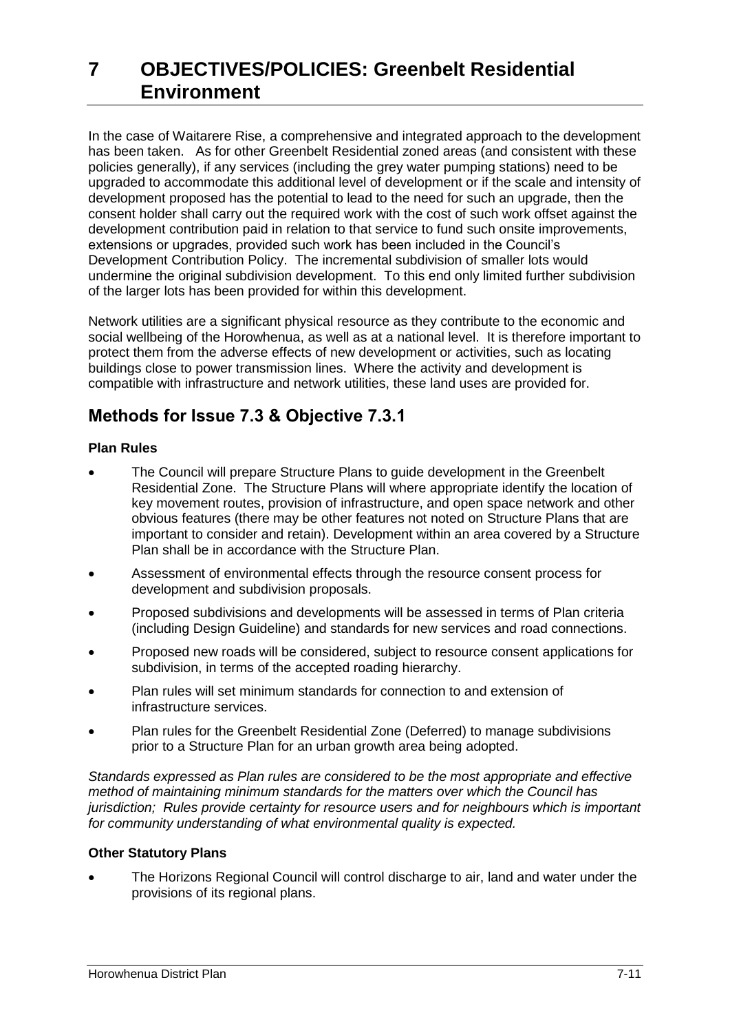# 7 OBJECTIVES/POLICIES: Greenbelt Residential Environment

In the case of Waitarere Rise, a comprehensive and integrated approach to the development has been taken. As for other Greenbelt Residential zoned areas (and consistent with these policies generally), if any services (including the grey water pumping stations) need to be upgraded to accommodate this additional level of development or if the scale and intensity of development proposed has the potential to lead to the need for such an upgrade, then the consent holder shall carry out the required work with the cost of such work offset against the development contribution paid in relation to that service to fund such onsite improvements, extensions or upgrades, provided such work has been included in the Council's Development Contribution Policy. The incremental subdivision of smaller lots would undermine the original subdivision development. To this end only limited further subdivision of the larger lots has been provided for within this development.

Network utilities are a significant physical resource as they contribute to the economic and social wellbeing of the Horowhenua, as well as at a national level. It is therefore important to protect them from the adverse effects of new development or activities, such as locating buildings close to power transmission lines. Where the activity and development is compatible with infrastructure and network utilities, these land uses are provided for.

## Methods for Issue 7.3 & Objective 7.3.1

**Plan Rules**

- The Council will prepare Structure Plans to guide development in the Greenbelt Residential Zone. The Structure Plans will where appropriate identify the location of key movement routes, provision of infrastructure, and open space network and other obvious features (there may be other features not noted on Structure Plans that are important to consider and retain). Development within an area covered by a Structure Plan shall be in accordance with the Structure Plan.
- Assessment of environmental effects through the resource consent process for development and subdivision proposals.
- Proposed subdivisions and developments will be assessed in terms of Plan criteria (including Design Guideline) and standards for new services and road connections.
- Proposed new roads will be considered, subject to resource consent applications for subdivision, in terms of the accepted roading hierarchy.
- Plan rules will set minimum standards for connection to and extension of infrastructure services.
- Plan rules for the Greenbelt Residential Zone (Deferred) to manage subdivisions prior to a Structure Plan for an urban growth area being adopted.

*Standards expressed as Plan rules are considered to be the most appropriate and effective method of maintaining minimum standards for the matters over which the Council has jurisdiction; Rules provide certainty for resource users and for neighbours which is important for community understanding of what environmental quality is expected.*

**Other Statutory Plans**

- The Horizons Regional Council will control discharge to air, land and water under the provisions of its regional plans.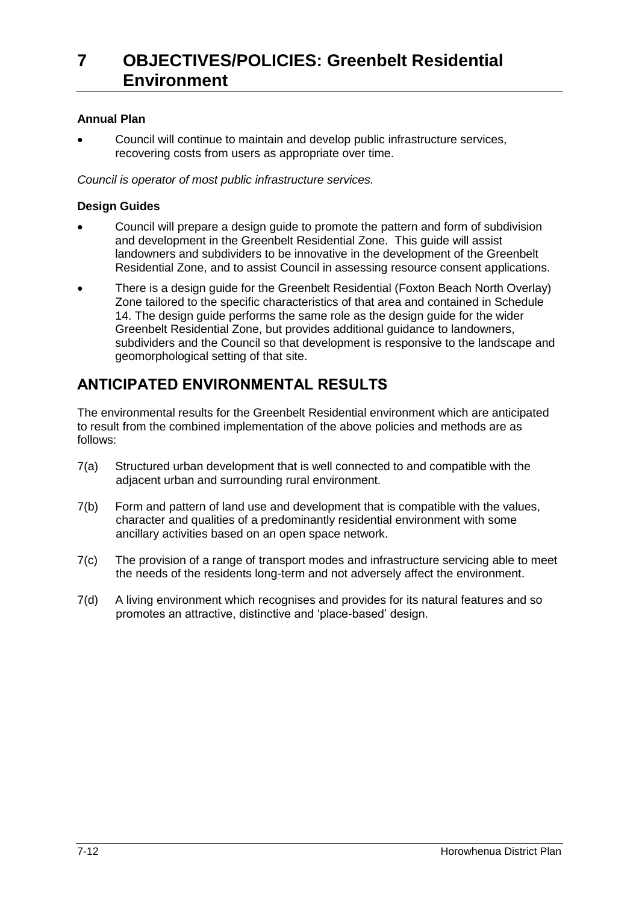# 7 OBJECTIVES/POLICIES: Greenbelt Residential Environment

**Annual Plan**

- Council will continue to maintain and develop public infrastructure services, recovering costs from users as appropriate over time.

*Council is operator of most public infrastructure services.*

**Design Guides**

- Council will prepare a design guide to promote the pattern and form of subdivision and development in the Greenbelt Residential Zone. This guide will assist landowners and subdividers to be innovative in the development of the Greenbelt Residential Zone, and to assist Council in assessing resource consent applications.
- There is a design guide for the Greenbelt Residential (Foxton Beach North Overlay) Zone tailored to the specific characteristics of that area and contained in Schedule 14. The design guide performs the same role as the design guide for the wider Greenbelt Residential Zone, but provides additional guidance to landowners, subdividers and the Council so that development is responsive to the landscape and geomorphological setting of that site.

## ANTICIPATED ENVIRONMENTAL RESULTS

The environmental results for the Greenbelt Residential environment which are anticipated to result from the combined implementation of the above policies and methods are as follows:

7(a) Structured urban development that is well connected to and compatible with the adjacent urban and surrounding rural environment.

7(b) Form and pattern of land use and development that is compatible with the values, character and qualities of a predominantly residential environment with some ancillary activities based on an open space network.

7(c) The provision of a range of transport modes and infrastructure servicing able to meet the needs of the residents long-term and not adversely affect the environment.

7(d) A living environment which recognises and provides for its natural features and so promotes an attractive, distinctive and 'place-based' design.